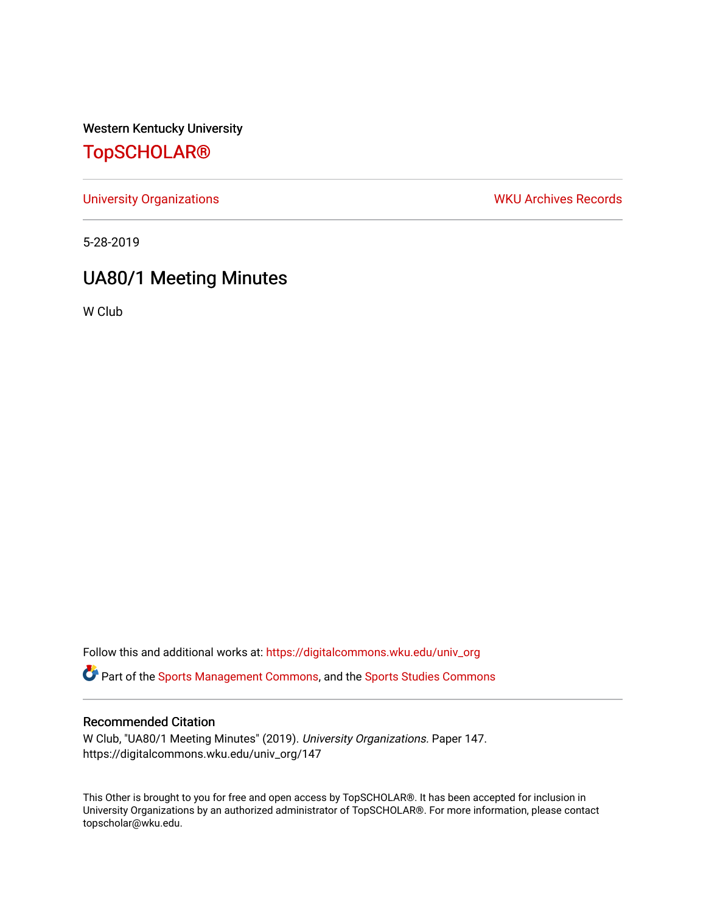Western Kentucky University

# TopSCHOLAR®

University Organizations | WKU Archives Records

5-28-2019

## UA80/1 Meeting Minutes

W Club

Follow this and additional works at: https://digitalcommons.wku.edu/univ_org

Part of the Sports Management Commons, and the Sports Studies Commons

### Recommended Citation

W Club, "UA80/1 Meeting Minutes" (2019). *University Organizations.* Paper 147.
https://digitalcommons.wku.edu/univ_org/147

This Other is brought to you for free and open access by TopSCHOLAR®. It has been accepted for inclusion in University Organizations by an authorized administrator of TopSCHOLAR®. For more information, please contact topscholar@wku.edu.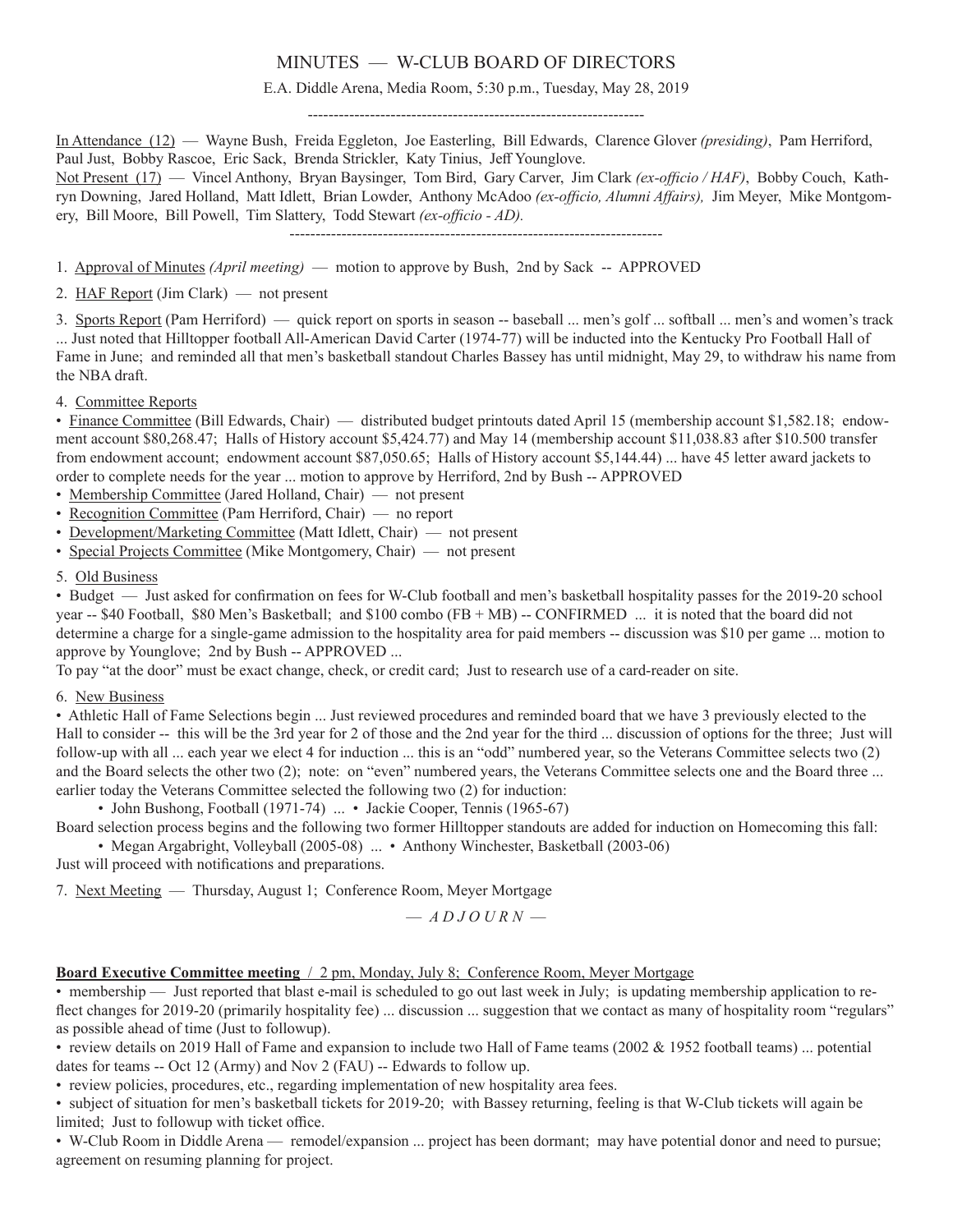# MINUTES — W-CLUB BOARD OF DIRECTORS

E.A. Diddle Arena, Media Room, 5:30 p.m., Tuesday, May 28, 2019

-----------------------------------------------------------------

<u>In Attendance (12)</u> — Wayne Bush, Freida Eggleton, Joe Easterling, Bill Edwards, Clarence Glover *(presiding)*, Pam Herriford, Paul Just, Bobby Rascoe, Eric Sack, Brenda Strickler, Katy Tinius, Jeff Younglove.

<u>Not Present (17)</u> — Vincel Anthony, Bryan Baysinger, Tom Bird, Gary Carver, Jim Clark *(ex-officio / HAF)*, Bobby Couch, Kathryn Downing, Jared Holland, Matt Idlett, Brian Lowder, Anthony McAdoo *(ex-officio, Alumni Affairs),* Jim Meyer, Mike Montgomery, Bill Moore, Bill Powell, Tim Slattery, Todd Stewart *(ex-officio - AD).*

-----------------------------------------------------------------------

1. <u>Approval of Minutes</u> *(April meeting)* — motion to approve by Bush, 2nd by Sack -- APPROVED

2. <u>HAF Report</u> (Jim Clark) — not present

3. <u>Sports Report</u> (Pam Herriford) — quick report on sports in season -- baseball ... men's golf ... softball ... men's and women's track ... Just noted that Hilltopper football All-American David Carter (1974-77) will be inducted into the Kentucky Pro Football Hall of Fame in June; and reminded all that men's basketball standout Charles Bassey has until midnight, May 29, to withdraw his name from the NBA draft.

4. <u>Committee Reports</u>

- <u>Finance Committee</u> (Bill Edwards, Chair) — distributed budget printouts dated April 15 (membership account $1,582.18; endowment account $80,268.47; Halls of History account $5,424.77) and May 14 (membership account $11,038.83 after $10.500 transfer from endowment account; endowment account $87,050.65; Halls of History account $5,144.44) ... have 45 letter award jackets to order to complete needs for the year ... motion to approve by Herriford, 2nd by Bush -- APPROVED
- <u>Membership Committee</u> (Jared Holland, Chair) — not present
- <u>Recognition Committee</u> (Pam Herriford, Chair) — no report
- <u>Development/Marketing Committee</u> (Matt Idlett, Chair) — not present
- <u>Special Projects Committee</u> (Mike Montgomery, Chair) — not present

5. <u>Old Business</u>

- Budget — Just asked for confirmation on fees for W-Club football and men's basketball hospitality passes for the 2019-20 school year -- $40 Football, $80 Men's Basketball; and $100 combo (FB + MB) -- CONFIRMED ... it is noted that the board did not determine a charge for a single-game admission to the hospitality area for paid members -- discussion was $10 per game ... motion to approve by Younglove; 2nd by Bush -- APPROVED ...

To pay "at the door" must be exact change, check, or credit card; Just to research use of a card-reader on site.

6. <u>New Business</u>

- Athletic Hall of Fame Selections begin ... Just reviewed procedures and reminded board that we have 3 previously elected to the Hall to consider -- this will be the 3rd year for 2 of those and the 2nd year for the third ... discussion of options for the three; Just will follow-up with all ... each year we elect 4 for induction ... this is an "odd" numbered year, so the Veterans Committee selects two (2) and the Board selects the other two (2); note: on "even" numbered years, the Veterans Committee selects one and the Board three ... earlier today the Veterans Committee selected the following two (2) for induction:

  • John Bushong, Football (1971-74) ... • Jackie Cooper, Tennis (1965-67)

Board selection process begins and the following two former Hilltopper standouts are added for induction on Homecoming this fall:

  • Megan Argabright, Volleyball (2005-08) ... • Anthony Winchester, Basketball (2003-06)

Just will proceed with notifications and preparations.

7. <u>Next Meeting</u> — Thursday, August 1; Conference Room, Meyer Mortgage

*— A D J O U R N —*

**<u>Board Executive Committee meeting</u>** / 2 pm, Monday, July 8; Conference Room, Meyer Mortgage

- membership — Just reported that blast e-mail is scheduled to go out last week in July; is updating membership application to reflect changes for 2019-20 (primarily hospitality fee) ... discussion ... suggestion that we contact as many of hospitality room "regulars" as possible ahead of time (Just to followup).
- review details on 2019 Hall of Fame and expansion to include two Hall of Fame teams (2002 & 1952 football teams) ... potential dates for teams -- Oct 12 (Army) and Nov 2 (FAU) -- Edwards to follow up.
- review policies, procedures, etc., regarding implementation of new hospitality area fees.
- subject of situation for men's basketball tickets for 2019-20; with Bassey returning, feeling is that W-Club tickets will again be limited; Just to followup with ticket office.
- W-Club Room in Diddle Arena — remodel/expansion ... project has been dormant; may have potential donor and need to pursue; agreement on resuming planning for project.